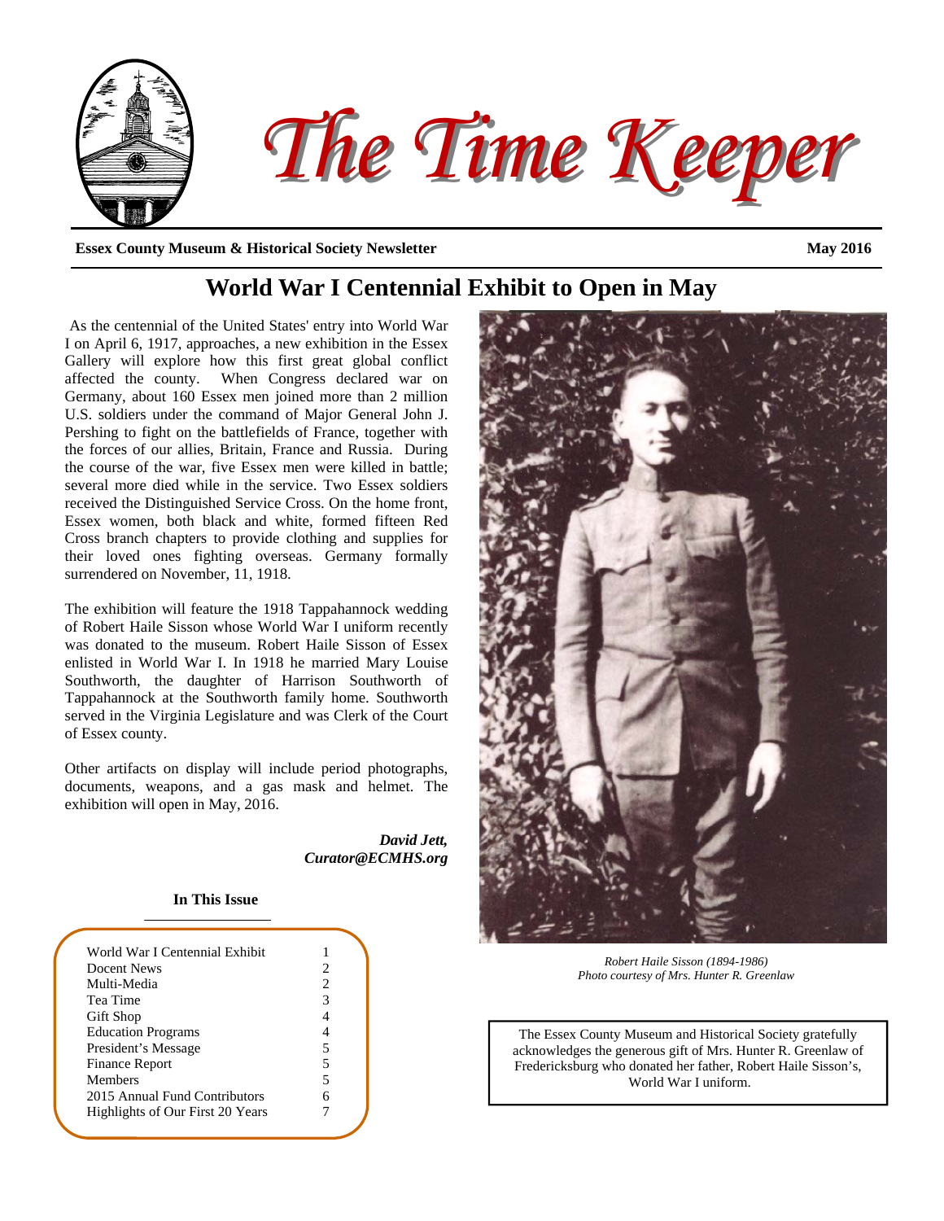# The Time Keeper

**Essex County Museum & Historical Society Newsletter** **May 2016**

## World War I Centennial Exhibit to Open in May

As the centennial of the United States' entry into World War I on April 6, 1917, approaches, a new exhibition in the Essex Gallery will explore how this first great global conflict affected the county. When Congress declared war on Germany, about 160 Essex men joined more than 2 million U.S. soldiers under the command of Major General John J. Pershing to fight on the battlefields of France, together with the forces of our allies, Britain, France and Russia. During the course of the war, five Essex men were killed in battle; several more died while in the service. Two Essex soldiers received the Distinguished Service Cross. On the home front, Essex women, both black and white, formed fifteen Red Cross branch chapters to provide clothing and supplies for their loved ones fighting overseas. Germany formally surrendered on November, 11, 1918.

The exhibition will feature the 1918 Tappahannock wedding of Robert Haile Sisson whose World War I uniform recently was donated to the museum. Robert Haile Sisson of Essex enlisted in World War I. In 1918 he married Mary Louise Southworth, the daughter of Harrison Southworth of Tappahannock at the Southworth family home. Southworth served in the Virginia Legislature and was Clerk of the Court of Essex county.

Other artifacts on display will include period photographs, documents, weapons, and a gas mask and helmet. The exhibition will open in May, 2016.

***David Jett,***
***Curator@ECMHS.org***

*Robert Haile Sisson (1894-1986)*
*Photo courtesy of Mrs. Hunter R. Greenlaw*

The Essex County Museum and Historical Society gratefully acknowledges the generous gift of Mrs. Hunter R. Greenlaw of Fredericksburg who donated her father, Robert Haile Sisson's, World War I uniform.

**In This Issue**

| | |
|---|---|
| World War I Centennial Exhibit | 1 |
| Docent News | 2 |
| Multi-Media | 2 |
| Tea Time | 3 |
| Gift Shop | 4 |
| Education Programs | 4 |
| President's Message | 5 |
| Finance Report | 5 |
| Members | 5 |
| 2015 Annual Fund Contributors | 6 |
| Highlights of Our First 20 Years | 7 |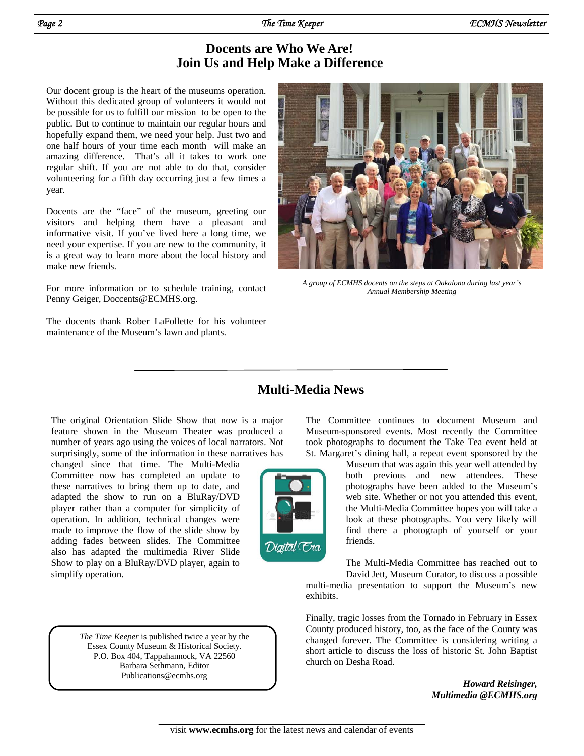# Docents are Who We Are! Join Us and Help Make a Difference

Our docent group is the heart of the museums operation. Without this dedicated group of volunteers it would not be possible for us to fulfill our mission to be open to the public. But to continue to maintain our regular hours and hopefully expand them, we need your help. Just two and one half hours of your time each month will make an amazing difference. That's all it takes to work one regular shift. If you are not able to do that, consider volunteering for a fifth day occurring just a few times a year.

Docents are the "face" of the museum, greeting our visitors and helping them have a pleasant and informative visit. If you've lived here a long time, we need your expertise. If you are new to the community, it is a great way to learn more about the local history and make new friends.

For more information or to schedule training, contact Penny Geiger, Doccents@ECMHS.org.

The docents thank Rober LaFollette for his volunteer maintenance of the Museum's lawn and plants.

*A group of ECMHS docents on the steps at Oakalona during last year's Annual Membership Meeting*

## Multi-Media News

The original Orientation Slide Show that now is a major feature shown in the Museum Theater was produced a number of years ago using the voices of local narrators. Not surprisingly, some of the information in these narratives has changed since that time. The Multi-Media Committee now has completed an update to these narratives to bring them up to date, and adapted the show to run on a BluRay/DVD player rather than a computer for simplicity of operation. In addition, technical changes were made to improve the flow of the slide show by adding fades between slides. The Committee also has adapted the multimedia River Slide Show to play on a BluRay/DVD player, again to simplify operation.

The Committee continues to document Museum and Museum-sponsored events. Most recently the Committee took photographs to document the Take Tea event held at St. Margaret's dining hall, a repeat event sponsored by the Museum that was again this year well attended by both previous and new attendees. These photographs have been added to the Museum's web site. Whether or not you attended this event, the Multi-Media Committee hopes you will take a look at these photographs. You very likely will find there a photograph of yourself or your friends.

The Multi-Media Committee has reached out to David Jett, Museum Curator, to discuss a possible multi-media presentation to support the Museum's new exhibits.

Finally, tragic losses from the Tornado in February in Essex County produced history, too, as the face of the County was changed forever. The Committee is considering writing a short article to discuss the loss of historic St. John Baptist church on Desha Road.

***Howard Reisinger,***
***Multimedia @ECMHS.org***

*The Time Keeper* is published twice a year by the Essex County Museum & Historical Society.
P.O. Box 404, Tappahannock, VA 22560
Barbara Sethmann, Editor
Publications@ecmhs.org

visit **www.ecmhs.org** for the latest news and calendar of events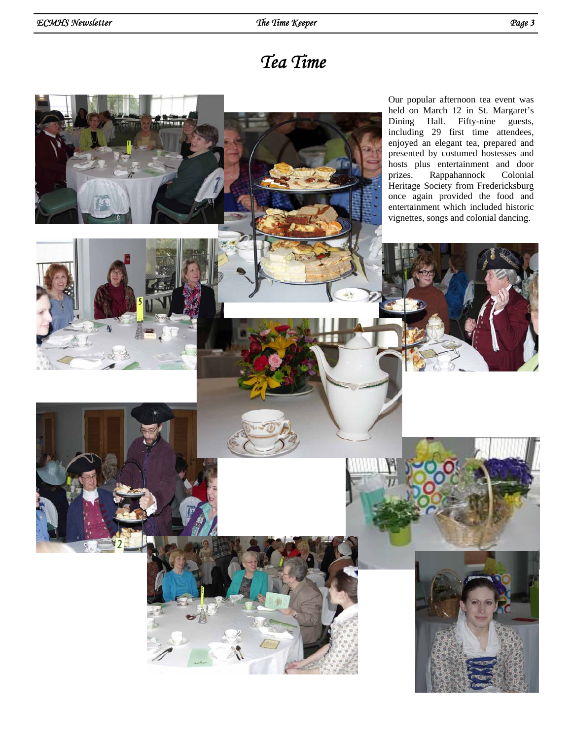# Tea Time

Our popular afternoon tea event was held on March 12 in St. Margaret's Dining Hall. Fifty-nine guests, including 29 first time attendees, enjoyed an elegant tea, prepared and presented by costumed hostesses and hosts plus entertainment and door prizes. Rappahannock Colonial Heritage Society from Fredericksburg once again provided the food and entertainment which included historic vignettes, songs and colonial dancing.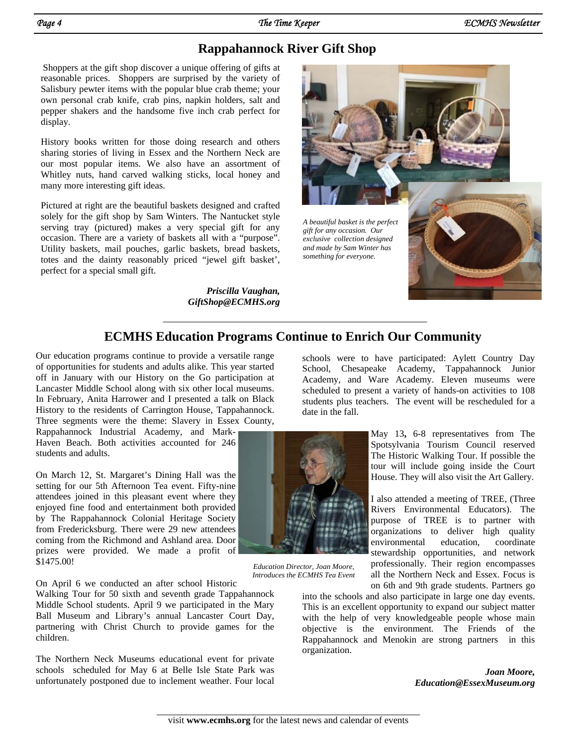## Rappahannock River Gift Shop

Shoppers at the gift shop discover a unique offering of gifts at reasonable prices. Shoppers are surprised by the variety of Salisbury pewter items with the popular blue crab theme; your own personal crab knife, crab pins, napkin holders, salt and pepper shakers and the handsome five inch crab perfect for display.

History books written for those doing research and others sharing stories of living in Essex and the Northern Neck are our most popular items. We also have an assortment of Whitley nuts, hand carved walking sticks, local honey and many more interesting gift ideas.

Pictured at right are the beautiful baskets designed and crafted solely for the gift shop by Sam Winters. The Nantucket style serving tray (pictured) makes a very special gift for any occasion. There are a variety of baskets all with a "purpose". Utility baskets, mail pouches, garlic baskets, bread baskets, totes and the dainty reasonably priced "jewel gift basket', perfect for a special small gift.

*A beautiful basket is the perfect gift for any occasion. Our exclusive collection designed and made by Sam Winter has something for everyone.*

***Priscilla Vaughan, GiftShop@ECMHS.org***

## ECMHS Education Programs Continue to Enrich Our Community

Our education programs continue to provide a versatile range of opportunities for students and adults alike. This year started off in January with our History on the Go participation at Lancaster Middle School along with six other local museums. In February, Anita Harrower and I presented a talk on Black History to the residents of Carrington House, Tappahannock. Three segments were the theme: Slavery in Essex County, Rappahannock Industrial Academy, and Mark-Haven Beach. Both activities accounted for 246 students and adults.

On March 12, St. Margaret's Dining Hall was the setting for our 5th Afternoon Tea event. Fifty-nine attendees joined in this pleasant event where they enjoyed fine food and entertainment both provided by The Rappahannock Colonial Heritage Society from Fredericksburg. There were 29 new attendees coming from the Richmond and Ashland area. Door prizes were provided. We made a profit of $1475.00!

*Education Director, Joan Moore, Introduces the ECMHS Tea Event*

On April 6 we conducted an after school Historic Walking Tour for 50 sixth and seventh grade Tappahannock Middle School students. April 9 we participated in the Mary Ball Museum and Library's annual Lancaster Court Day, partnering with Christ Church to provide games for the children.

The Northern Neck Museums educational event for private schools scheduled for May 6 at Belle Isle State Park was unfortunately postponed due to inclement weather. Four local schools were to have participated: Aylett Country Day School, Chesapeake Academy, Tappahannock Junior Academy, and Ware Academy. Eleven museums were scheduled to present a variety of hands-on activities to 108 students plus teachers. The event will be rescheduled for a date in the fall.

May 13**,** 6-8 representatives from The Spotsylvania Tourism Council reserved The Historic Walking Tour. If possible the tour will include going inside the Court House. They will also visit the Art Gallery.

I also attended a meeting of TREE, (Three Rivers Environmental Educators). The purpose of TREE is to partner with organizations to deliver high quality environmental education, coordinate stewardship opportunities, and network professionally. Their region encompasses all the Northern Neck and Essex. Focus is on 6th and 9th grade students. Partners go into the schools and also participate in large one day events. This is an excellent opportunity to expand our subject matter with the help of very knowledgeable people whose main objective is the environment. The Friends of the Rappahannock and Menokin are strong partners in this organization.

***Joan Moore, Education@EssexMuseum.org***

visit **www.ecmhs.org** for the latest news and calendar of events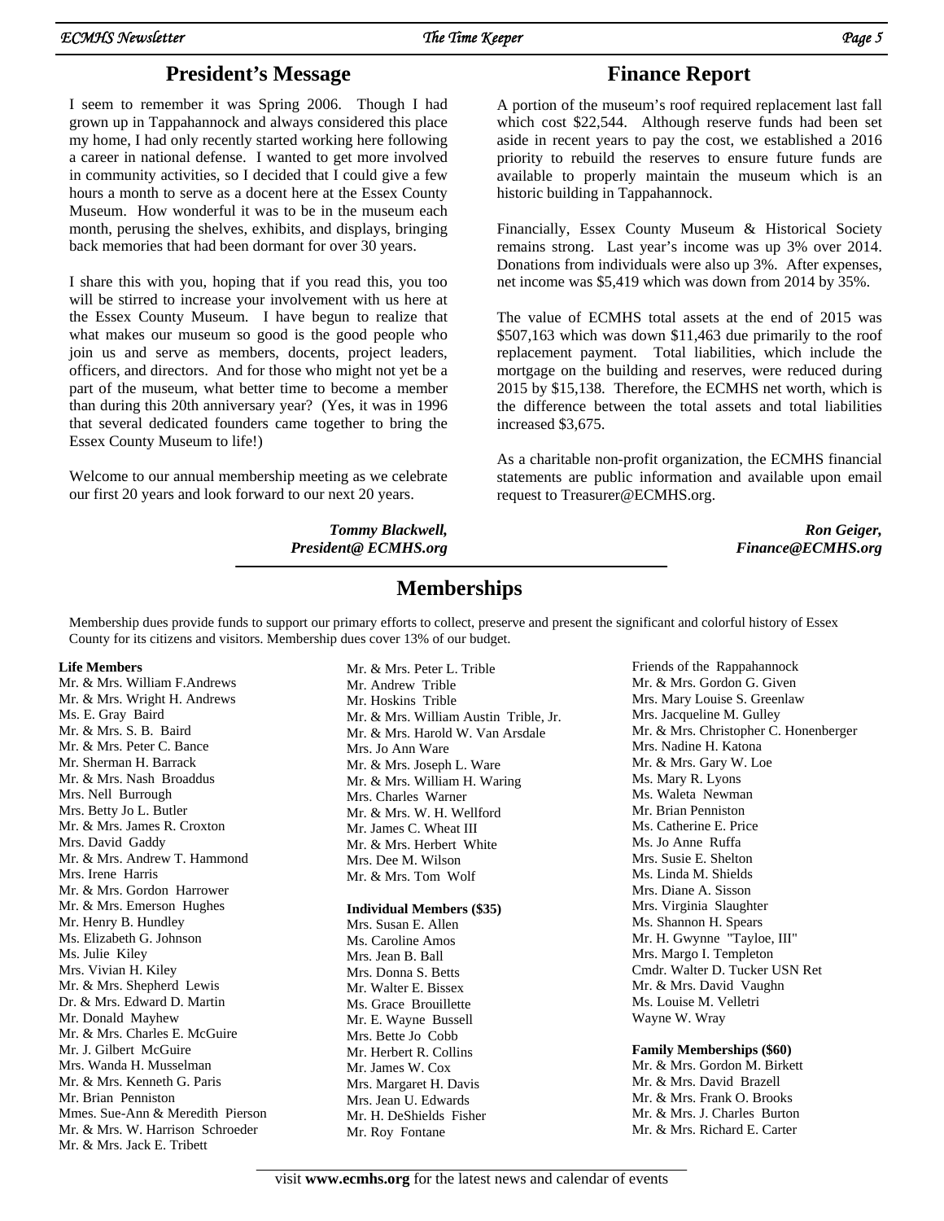## President's Message

I seem to remember it was Spring 2006. Though I had grown up in Tappahannock and always considered this place my home, I had only recently started working here following a career in national defense. I wanted to get more involved in community activities, so I decided that I could give a few hours a month to serve as a docent here at the Essex County Museum. How wonderful it was to be in the museum each month, perusing the shelves, exhibits, and displays, bringing back memories that had been dormant for over 30 years.

I share this with you, hoping that if you read this, you too will be stirred to increase your involvement with us here at the Essex County Museum. I have begun to realize that what makes our museum so good is the good people who join us and serve as members, docents, project leaders, officers, and directors. And for those who might not yet be a part of the museum, what better time to become a member than during this 20th anniversary year? (Yes, it was in 1996 that several dedicated founders came together to bring the Essex County Museum to life!)

Welcome to our annual membership meeting as we celebrate our first 20 years and look forward to our next 20 years.

***Tommy Blackwell,***
***President@ ECMHS.org***

## Finance Report

A portion of the museum's roof required replacement last fall which cost $22,544. Although reserve funds had been set aside in recent years to pay the cost, we established a 2016 priority to rebuild the reserves to ensure future funds are available to properly maintain the museum which is an historic building in Tappahannock.

Financially, Essex County Museum & Historical Society remains strong. Last year's income was up 3% over 2014. Donations from individuals were also up 3%. After expenses, net income was $5,419 which was down from 2014 by 35%.

The value of ECMHS total assets at the end of 2015 was $507,163 which was down $11,463 due primarily to the roof replacement payment. Total liabilities, which include the mortgage on the building and reserves, were reduced during 2015 by $15,138. Therefore, the ECMHS net worth, which is the difference between the total assets and total liabilities increased $3,675.

As a charitable non-profit organization, the ECMHS financial statements are public information and available upon email request to Treasurer@ECMHS.org.

***Ron Geiger,***
***Finance@ECMHS.org***

## Memberships

Membership dues provide funds to support our primary efforts to collect, preserve and present the significant and colorful history of Essex County for its citizens and visitors. Membership dues cover 13% of our budget.

**Life Members**

Mr. & Mrs. William F.Andrews
Mr. & Mrs. Wright H. Andrews
Ms. E. Gray Baird
Mr. & Mrs. S. B. Baird
Mr. & Mrs. Peter C. Bance
Mr. Sherman H. Barrack
Mr. & Mrs. Nash Broaddus
Mrs. Nell Burrough
Mrs. Betty Jo L. Butler
Mr. & Mrs. James R. Croxton
Mrs. David Gaddy
Mr. & Mrs. Andrew T. Hammond
Mrs. Irene Harris
Mr. & Mrs. Gordon Harrower
Mr. & Mrs. Emerson Hughes
Mr. Henry B. Hundley
Ms. Elizabeth G. Johnson
Ms. Julie Kiley
Mrs. Vivian H. Kiley
Mr. & Mrs. Shepherd Lewis
Dr. & Mrs. Edward D. Martin
Mr. Donald Mayhew
Mr. & Mrs. Charles E. McGuire
Mr. J. Gilbert McGuire
Mrs. Wanda H. Musselman
Mr. & Mrs. Kenneth G. Paris
Mr. Brian Penniston
Mmes. Sue-Ann & Meredith Pierson
Mr. & Mrs. W. Harrison Schroeder
Mr. & Mrs. Jack E. Tribett
Mr. & Mrs. Peter L. Trible
Mr. Andrew Trible
Mr. Hoskins Trible
Mr. & Mrs. William Austin Trible, Jr.
Mr. & Mrs. Harold W. Van Arsdale
Mrs. Jo Ann Ware
Mr. & Mrs. Joseph L. Ware
Mr. & Mrs. William H. Waring
Mrs. Charles Warner
Mr. & Mrs. W. H. Wellford
Mr. James C. Wheat III
Mr. & Mrs. Herbert White
Mrs. Dee M. Wilson
Mr. & Mrs. Tom Wolf

**Individual Members ($35)**

Mrs. Susan E. Allen
Ms. Caroline Amos
Mrs. Jean B. Ball
Mrs. Donna S. Betts
Mr. Walter E. Bissex
Ms. Grace Brouillette
Mr. E. Wayne Bussell
Mrs. Bette Jo Cobb
Mr. Herbert R. Collins
Mr. James W. Cox
Mrs. Margaret H. Davis
Mrs. Jean U. Edwards
Mr. H. DeShields Fisher
Mr. Roy Fontane
Friends of the Rappahannock
Mr. & Mrs. Gordon G. Given
Mrs. Mary Louise S. Greenlaw
Mrs. Jacqueline M. Gulley
Mr. & Mrs. Christopher C. Honenberger
Mrs. Nadine H. Katona
Mr. & Mrs. Gary W. Loe
Ms. Mary R. Lyons
Ms. Waleta Newman
Mr. Brian Penniston
Ms. Catherine E. Price
Ms. Jo Anne Ruffa
Mrs. Susie E. Shelton
Ms. Linda M. Shields
Mrs. Diane A. Sisson
Mrs. Virginia Slaughter
Ms. Shannon H. Spears
Mr. H. Gwynne "Tayloe, III"
Mrs. Margo I. Templeton
Cmdr. Walter D. Tucker USN Ret
Mr. & Mrs. David Vaughn
Ms. Louise M. Velletri
Wayne W. Wray

**Family Memberships ($60)**

Mr. & Mrs. Gordon M. Birkett
Mr. & Mrs. David Brazell
Mr. & Mrs. Frank O. Brooks
Mr. & Mrs. J. Charles Burton
Mr. & Mrs. Richard E. Carter

visit **www.ecmhs.org** for the latest news and calendar of events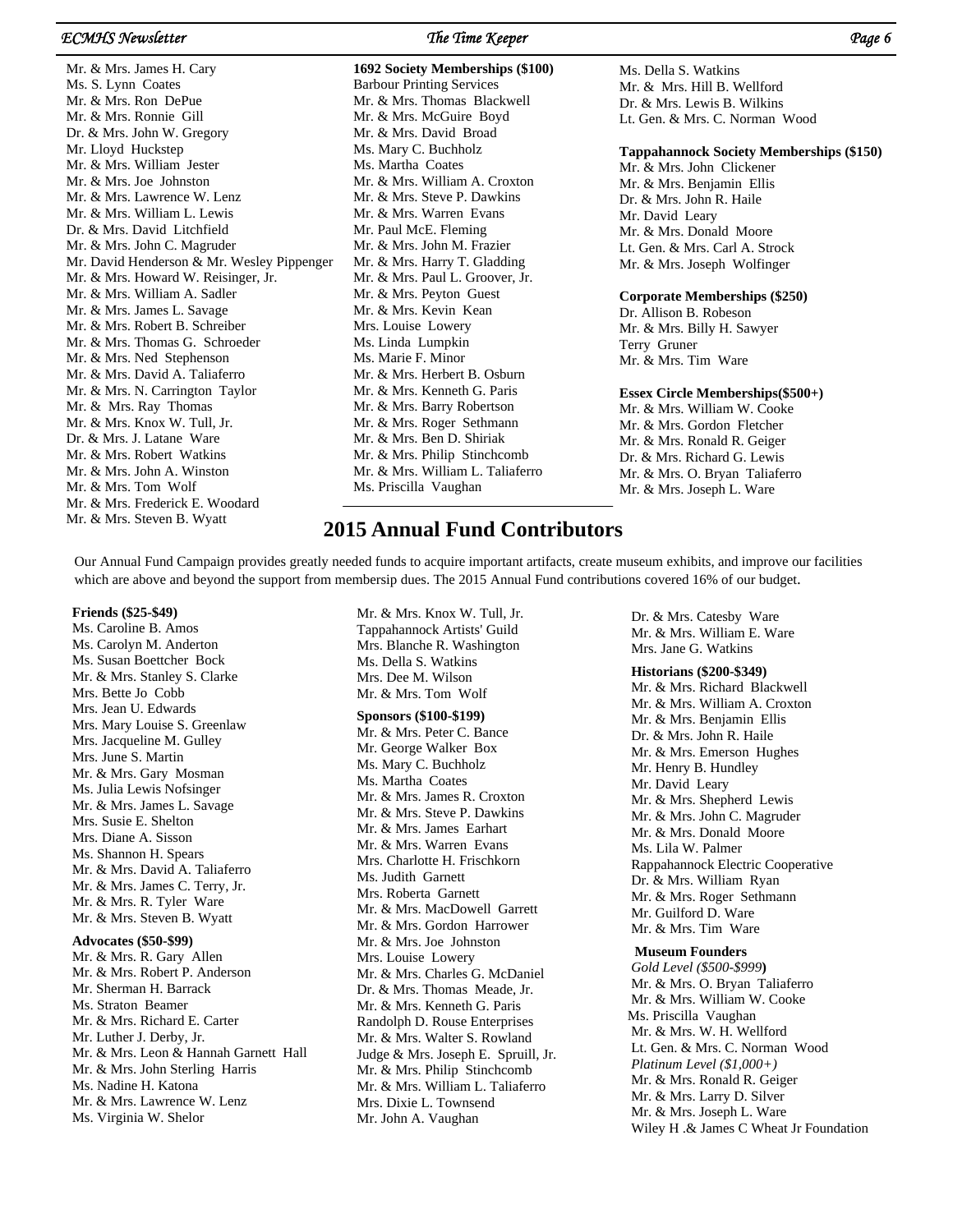Mr. & Mrs. James H. Cary
Ms. S. Lynn Coates
Mr. & Mrs. Ron DePue
Mr. & Mrs. Ronnie Gill
Dr. & Mrs. John W. Gregory
Mr. Lloyd Huckstep
Mr. & Mrs. William Jester
Mr. & Mrs. Joe Johnston
Mr. & Mrs. Lawrence W. Lenz
Mr. & Mrs. William L. Lewis
Dr. & Mrs. David Litchfield
Mr. & Mrs. John C. Magruder
Mr. David Henderson & Mr. Wesley Pippenger
Mr. & Mrs. Howard W. Reisinger, Jr.
Mr. & Mrs. William A. Sadler
Mr. & Mrs. James L. Savage
Mr. & Mrs. Robert B. Schreiber
Mr. & Mrs. Thomas G. Schroeder
Mr. & Mrs. Ned Stephenson
Mr. & Mrs. David A. Taliaferro
Mr. & Mrs. N. Carrington Taylor
Mr. & Mrs. Ray Thomas
Mr. & Mrs. Knox W. Tull, Jr.
Dr. & Mrs. J. Latane Ware
Mr. & Mrs. Robert Watkins
Mr. & Mrs. John A. Winston
Mr. & Mrs. Tom Wolf
Mr. & Mrs. Frederick E. Woodard
Mr. & Mrs. Steven B. Wyatt

**1692 Society Memberships ($100)**
Barbour Printing Services
Mr. & Mrs. Thomas Blackwell
Mr. & Mrs. McGuire Boyd
Mr. & Mrs. David Broad
Ms. Mary C. Buchholz
Ms. Martha Coates
Mr. & Mrs. William A. Croxton
Mr. & Mrs. Steve P. Dawkins
Mr. & Mrs. Warren Evans
Mr. Paul McE. Fleming
Mr. & Mrs. John M. Frazier
Mr. & Mrs. Harry T. Gladding
Mr. & Mrs. Paul L. Groover, Jr.
Mr. & Mrs. Peyton Guest
Mr. & Mrs. Kevin Kean
Mrs. Louise Lowery
Ms. Linda Lumpkin
Ms. Marie F. Minor
Mr. & Mrs. Herbert B. Osburn
Mr. & Mrs. Kenneth G. Paris
Mr. & Mrs. Barry Robertson
Mr. & Mrs. Roger Sethmann
Mr. & Mrs. Ben D. Shiriak
Mr. & Mrs. Philip Stinchcomb
Mr. & Mrs. William L. Taliaferro
Ms. Priscilla Vaughan
Ms. Della S. Watkins
Mr. & Mrs. Hill B. Wellford
Dr. & Mrs. Lewis B. Wilkins
Lt. Gen. & Mrs. C. Norman Wood

**Tappahannock Society Memberships ($150)**
Mr. & Mrs. John Clickener
Mr. & Mrs. Benjamin Ellis
Dr. & Mrs. John R. Haile
Mr. David Leary
Mr. & Mrs. Donald Moore
Lt. Gen. & Mrs. Carl A. Strock
Mr. & Mrs. Joseph Wolfinger

**Corporate Memberships ($250)**
Dr. Allison B. Robeson
Mr. & Mrs. Billy H. Sawyer
Terry Gruner
Mr. & Mrs. Tim Ware

**Essex Circle Memberships($500+)**
Mr. & Mrs. William W. Cooke
Mr. & Mrs. Gordon Fletcher
Mr. & Mrs. Ronald R. Geiger
Dr. & Mrs. Richard G. Lewis
Mr. & Mrs. O. Bryan Taliaferro
Mr. & Mrs. Joseph L. Ware

## 2015 Annual Fund Contributors

Our Annual Fund Campaign provides greatly needed funds to acquire important artifacts, create museum exhibits, and improve our facilities which are above and beyond the support from membersip dues. The 2015 Annual Fund contributions covered 16% of our budget.

**Friends ($25-$49)**
Ms. Caroline B. Amos
Ms. Carolyn M. Anderton
Ms. Susan Boettcher Bock
Mr. & Mrs. Stanley S. Clarke
Mrs. Bette Jo Cobb
Mrs. Jean U. Edwards
Mrs. Mary Louise S. Greenlaw
Mrs. Jacqueline M. Gulley
Mrs. June S. Martin
Mr. & Mrs. Gary Mosman
Ms. Julia Lewis Nofsinger
Mr. & Mrs. James L. Savage
Mrs. Susie E. Shelton
Mrs. Diane A. Sisson
Ms. Shannon H. Spears
Mr. & Mrs. David A. Taliaferro
Mr. & Mrs. James C. Terry, Jr.
Mr. & Mrs. R. Tyler Ware
Mr. & Mrs. Steven B. Wyatt

**Advocates ($50-$99)**
Mr. & Mrs. R. Gary Allen
Mr. & Mrs. Robert P. Anderson
Mr. Sherman H. Barrack
Ms. Straton Beamer
Mr. & Mrs. Richard E. Carter
Mr. Luther J. Derby, Jr.
Mr. & Mrs. Leon & Hannah Garnett Hall
Mr. & Mrs. John Sterling Harris
Ms. Nadine H. Katona
Mr. & Mrs. Lawrence W. Lenz
Ms. Virginia W. Shelor
Mr. & Mrs. Knox W. Tull, Jr.
Tappahannock Artists' Guild
Mrs. Blanche R. Washington
Ms. Della S. Watkins
Mrs. Dee M. Wilson
Mr. & Mrs. Tom Wolf

**Sponsors ($100-$199)**
Mr. & Mrs. Peter C. Bance
Mr. George Walker Box
Ms. Mary C. Buchholz
Ms. Martha Coates
Mr. & Mrs. James R. Croxton
Mr. & Mrs. Steve P. Dawkins
Mr. & Mrs. James Earhart
Mr. & Mrs. Warren Evans
Mrs. Charlotte H. Frischkorn
Ms. Judith Garnett
Mrs. Roberta Garnett
Mr. & Mrs. MacDowell Garrett
Mr. & Mrs. Gordon Harrower
Mr. & Mrs. Joe Johnston
Mrs. Louise Lowery
Mr. & Mrs. Charles G. McDaniel
Dr. & Mrs. Thomas Meade, Jr.
Mr. & Mrs. Kenneth G. Paris
Randolph D. Rouse Enterprises
Mr. & Mrs. Walter S. Rowland
Judge & Mrs. Joseph E. Spruill, Jr.
Mr. & Mrs. Philip Stinchcomb
Mr. & Mrs. William L. Taliaferro
Mrs. Dixie L. Townsend
Mr. John A. Vaughan
Dr. & Mrs. Catesby Ware
Mr. & Mrs. William E. Ware
Mrs. Jane G. Watkins

**Historians ($200-$349)**
Mr. & Mrs. Richard Blackwell
Mr. & Mrs. William A. Croxton
Mr. & Mrs. Benjamin Ellis
Dr. & Mrs. John R. Haile
Mr. & Mrs. Emerson Hughes
Mr. Henry B. Hundley
Mr. David Leary
Mr. & Mrs. Shepherd Lewis
Mr. & Mrs. John C. Magruder
Mr. & Mrs. Donald Moore
Ms. Lila W. Palmer
Rappahannock Electric Cooperative
Dr. & Mrs. William Ryan
Mr. & Mrs. Roger Sethmann
Mr. Guilford D. Ware
Mr. & Mrs. Tim Ware

**Museum Founders**
*Gold Level ($500-$999)*
Mr. & Mrs. O. Bryan Taliaferro
Mr. & Mrs. William W. Cooke
Ms. Priscilla Vaughan
Mr. & Mrs. W. H. Wellford
Lt. Gen. & Mrs. C. Norman Wood
*Platinum Level ($1,000+)*
Mr. & Mrs. Ronald R. Geiger
Mr. & Mrs. Larry D. Silver
Mr. & Mrs. Joseph L. Ware
Wiley H .& James C Wheat Jr Foundation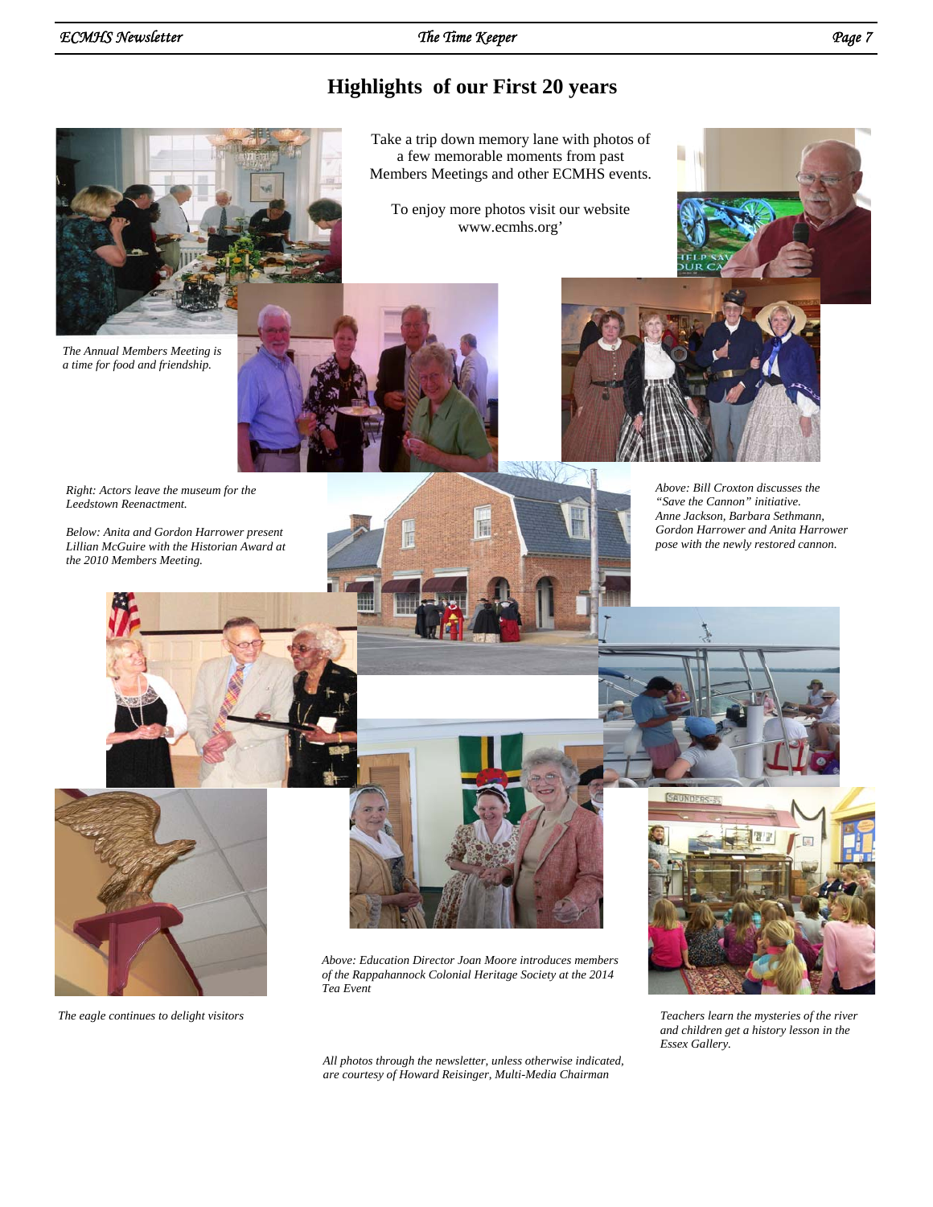# Highlights of our First 20 years

Take a trip down memory lane with photos of a few memorable moments from past Members Meetings and other ECMHS events.

To enjoy more photos visit our website www.ecmhs.org'

*The Annual Members Meeting is a time for food and friendship.*

*Right: Actors leave the museum for the Leedstown Reenactment.*

*Below: Anita and Gordon Harrower present Lillian McGuire with the Historian Award at the 2010 Members Meeting.*

*Above: Bill Croxton discusses the "Save the Cannon" initiative. Anne Jackson, Barbara Sethmann, Gordon Harrower and Anita Harrower pose with the newly restored cannon.*

*Above: Education Director Joan Moore introduces members of the Rappahannock Colonial Heritage Society at the 2014 Tea Event*

*The eagle continues to delight visitors*

*Teachers learn the mysteries of the river and children get a history lesson in the Essex Gallery.*

*All photos through the newsletter, unless otherwise indicated, are courtesy of Howard Reisinger, Multi-Media Chairman*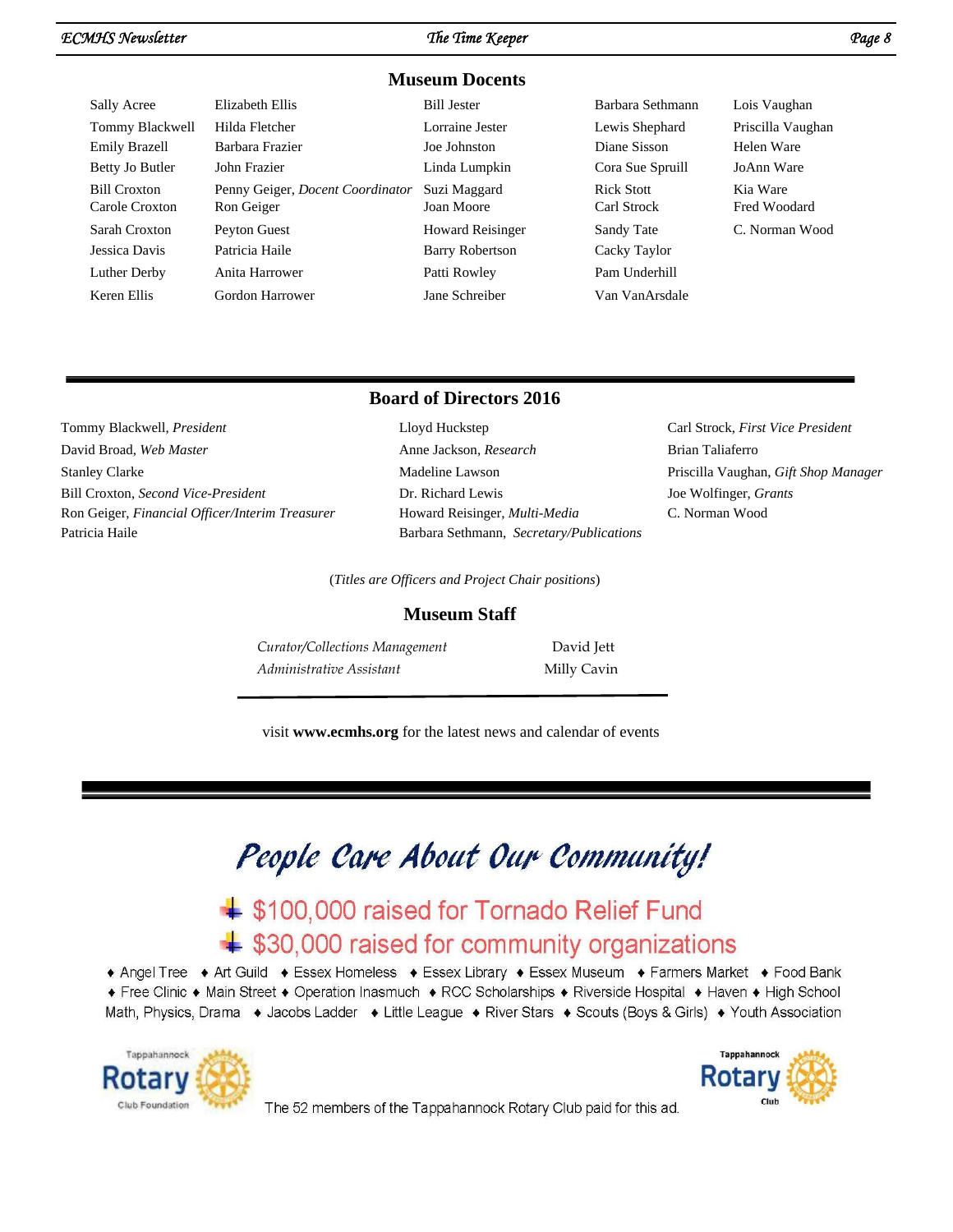## Museum Docents

| | | | | |
|---|---|---|---|---|
| Sally Acree | Elizabeth Ellis | Bill Jester | Barbara Sethmann | Lois Vaughan |
| Tommy Blackwell | Hilda Fletcher | Lorraine Jester | Lewis Shephard | Priscilla Vaughan |
| Emily Brazell | Barbara Frazier | Joe Johnston | Diane Sisson | Helen Ware |
| Betty Jo Butler | John Frazier | Linda Lumpkin | Cora Sue Spruill | JoAnn Ware |
| Bill Croxton | Penny Geiger, *Docent Coordinator* | Suzi Maggard | Rick Stott | Kia Ware |
| Carole Croxton | Ron Geiger | Joan Moore | Carl Strock | Fred Woodard |
| Sarah Croxton | Peyton Guest | Howard Reisinger | Sandy Tate | C. Norman Wood |
| Jessica Davis | Patricia Haile | Barry Robertson | Cacky Taylor | |
| Luther Derby | Anita Harrower | Patti Rowley | Pam Underhill | |
| Keren Ellis | Gordon Harrower | Jane Schreiber | Van VanArsdale | |

## Board of Directors 2016

Tommy Blackwell, *President*
David Broad, *Web Master*
Stanley Clarke
Bill Croxton, *Second Vice-President*
Ron Geiger, *Financial Officer/Interim Treasurer*
Patricia Haile
Lloyd Huckstep
Anne Jackson, *Research*
Madeline Lawson
Dr. Richard Lewis
Howard Reisinger, *Multi-Media*
Barbara Sethmann, *Secretary/Publications*
Carl Strock, *First Vice President*
Brian Taliaferro
Priscilla Vaughan, *Gift Shop Manager*
Joe Wolfinger, *Grants*
C. Norman Wood

(*Titles are Officers and Project Chair positions*)

## Museum Staff

| | |
|---|---|
| *Curator/Collections Management* | David Jett |
| *Administrative Assistant* | Milly Cavin |

visit **www.ecmhs.org** for the latest news and calendar of events

# People Care About Our Community!

- $100,000 raised for Tornado Relief Fund
- $30,000 raised for community organizations

♦ Angel Tree ♦ Art Guild ♦ Essex Homeless ♦ Essex Library ♦ Essex Museum ♦ Farmers Market ♦ Food Bank ♦ Free Clinic ♦ Main Street ♦ Operation Inasmuch ♦ RCC Scholarships ♦ Riverside Hospital ♦ Haven ♦ High School Math, Physics, Drama ♦ Jacobs Ladder ♦ Little League ♦ River Stars ♦ Scouts (Boys & Girls) ♦ Youth Association

Tappahannock Rotary Club Foundation

The 52 members of the Tappahannock Rotary Club paid for this ad.

Tappahannock Rotary Club